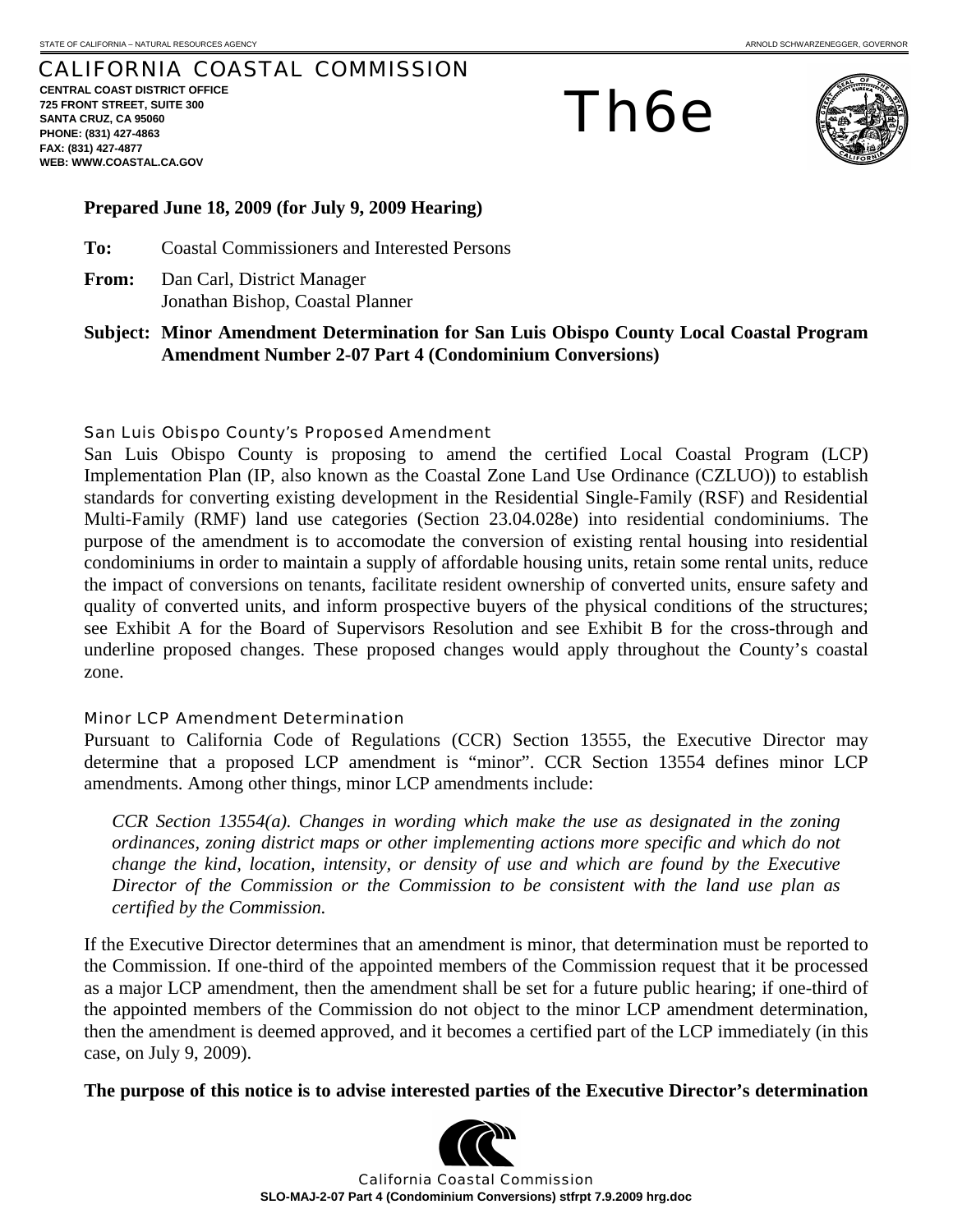STATE OF CALIFORNIA – NATURAL RESOURCES AGENCY ARNOLD SCHWARZENEGGER, GOVERNOR

# CALIFORNIA COASTAL COMMISSION

**CENTRAL COAST DISTRICT OFFICE**
**725 FRONT STREET, SUITE 300**
**SANTA CRUZ, CA 95060**
**PHONE: (831) 427-4863**
**FAX: (831) 427-4877**
**WEB: WWW.COASTAL.CA.GOV**

# Th6e

**Prepared June 18, 2009 (for July 9, 2009 Hearing)**

**To:** Coastal Commissioners and Interested Persons

**From:** Dan Carl, District Manager
Jonathan Bishop, Coastal Planner

**Subject: Minor Amendment Determination for San Luis Obispo County Local Coastal Program Amendment Number 2-07 Part 4 (Condominium Conversions)**

## San Luis Obispo County's Proposed Amendment

San Luis Obispo County is proposing to amend the certified Local Coastal Program (LCP) Implementation Plan (IP, also known as the Coastal Zone Land Use Ordinance (CZLUO)) to establish standards for converting existing development in the Residential Single-Family (RSF) and Residential Multi-Family (RMF) land use categories (Section 23.04.028e) into residential condominiums. The purpose of the amendment is to accomodate the conversion of existing rental housing into residential condominiums in order to maintain a supply of affordable housing units, retain some rental units, reduce the impact of conversions on tenants, facilitate resident ownership of converted units, ensure safety and quality of converted units, and inform prospective buyers of the physical conditions of the structures; see Exhibit A for the Board of Supervisors Resolution and see Exhibit B for the cross-through and underline proposed changes. These proposed changes would apply throughout the County's coastal zone.

## Minor LCP Amendment Determination

Pursuant to California Code of Regulations (CCR) Section 13555, the Executive Director may determine that a proposed LCP amendment is "minor". CCR Section 13554 defines minor LCP amendments. Among other things, minor LCP amendments include:

> *CCR Section 13554(a). Changes in wording which make the use as designated in the zoning ordinances, zoning district maps or other implementing actions more specific and which do not change the kind, location, intensity, or density of use and which are found by the Executive Director of the Commission or the Commission to be consistent with the land use plan as certified by the Commission.*

If the Executive Director determines that an amendment is minor, that determination must be reported to the Commission. If one-third of the appointed members of the Commission request that it be processed as a major LCP amendment, then the amendment shall be set for a future public hearing; if one-third of the appointed members of the Commission do not object to the minor LCP amendment determination, then the amendment is deemed approved, and it becomes a certified part of the LCP immediately (in this case, on July 9, 2009).

**The purpose of this notice is to advise interested parties of the Executive Director's determination**

California Coastal Commission
**SLO-MAJ-2-07 Part 4 (Condominium Conversions) stfrpt 7.9.2009 hrg.doc**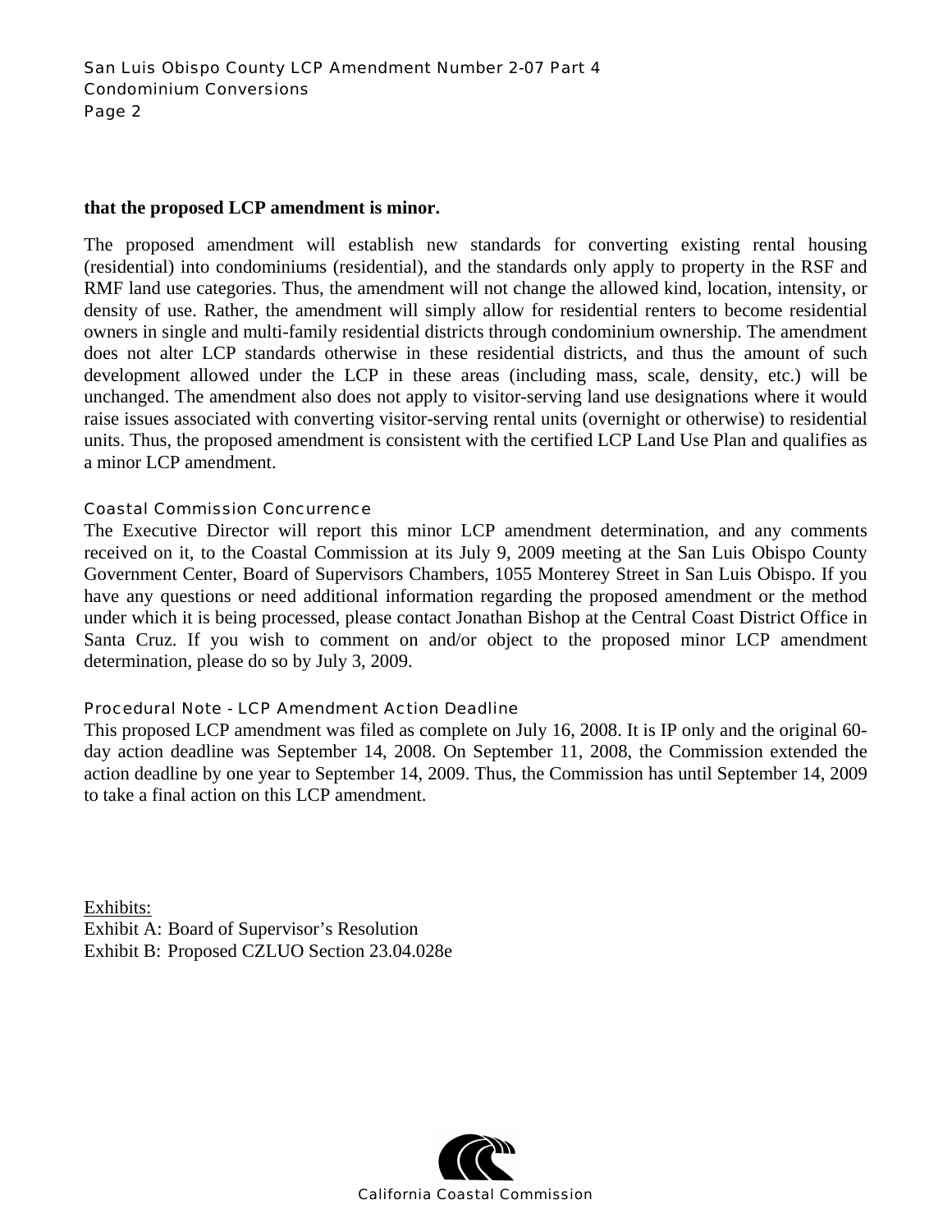**that the proposed LCP amendment is minor.**

The proposed amendment will establish new standards for converting existing rental housing (residential) into condominiums (residential), and the standards only apply to property in the RSF and RMF land use categories. Thus, the amendment will not change the allowed kind, location, intensity, or density of use. Rather, the amendment will simply allow for residential renters to become residential owners in single and multi-family residential districts through condominium ownership. The amendment does not alter LCP standards otherwise in these residential districts, and thus the amount of such development allowed under the LCP in these areas (including mass, scale, density, etc.) will be unchanged. The amendment also does not apply to visitor-serving land use designations where it would raise issues associated with converting visitor-serving rental units (overnight or otherwise) to residential units. Thus, the proposed amendment is consistent with the certified LCP Land Use Plan and qualifies as a minor LCP amendment.

### Coastal Commission Concurrence

The Executive Director will report this minor LCP amendment determination, and any comments received on it, to the Coastal Commission at its July 9, 2009 meeting at the San Luis Obispo County Government Center, Board of Supervisors Chambers, 1055 Monterey Street in San Luis Obispo. If you have any questions or need additional information regarding the proposed amendment or the method under which it is being processed, please contact Jonathan Bishop at the Central Coast District Office in Santa Cruz. If you wish to comment on and/or object to the proposed minor LCP amendment determination, please do so by July 3, 2009.

### Procedural Note - LCP Amendment Action Deadline

This proposed LCP amendment was filed as complete on July 16, 2008. It is IP only and the original 60-day action deadline was September 14, 2008. On September 11, 2008, the Commission extended the action deadline by one year to September 14, 2009. Thus, the Commission has until September 14, 2009 to take a final action on this LCP amendment.

<u>Exhibits:</u>
Exhibit A: Board of Supervisor's Resolution
Exhibit B: Proposed CZLUO Section 23.04.028e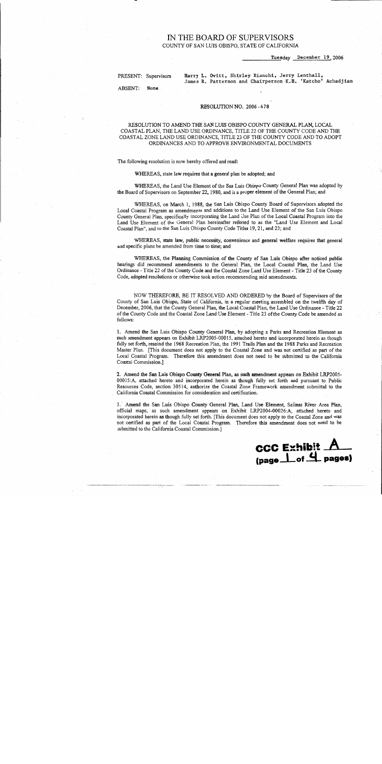# IN THE BOARD OF SUPERVISORS

COUNTY OF SAN LUIS OBISPO, STATE OF CALIFORNIA

Tuesday December 19, 2006

PRESENT: Supervisors Harry L. Ovitt, Shirley Bianchi, Jerry Lenthall, James R. Patterson and Chairperson K.H. 'Katcho' Achadjian

ABSENT: None

RESOLUTION NO. 2006-478

RESOLUTION TO AMEND THE SAN LUIS OBISPO COUNTY GENERAL PLAN, LOCAL COASTAL PLAN, THE LAND USE ORDINANCE, TITLE 22 OF THE COUNTY CODE AND THE COASTAL ZONE LAND USE ORDINANCE, TITLE 23 OF THE COUNTY CODE AND TO ADOPT ORDINANCES AND TO APPROVE ENVIRONMENTAL DOCUMENTS

The following resolution is now hereby offered and read:

WHEREAS, state law requires that a general plan be adopted; and

WHEREAS, the Land Use Element of the San Luis Obispo County General Plan was adopted by the Board of Supervisors on September 22, 1980, and is a proper element of the General Plan; and

WHEREAS, on March 1, 1988, the San Luis Obispo County Board of Supervisors adopted the Local Coastal Program as amendments and additions to the Land Use Element of the San Luis Obispo County General Plan, specifically incorporating the Land Use Plan of the Local Coastal Program into the Land Use Element of the General Plan hereinafter referred to as the "Land Use Element and Local Coastal Plan", and to the San Luis Obispo County Code Titles 19, 21, and 23; and

WHEREAS, state law, public necessity, convenience and general welfare requires that general and specific plans be amended from time to time; and

WHEREAS, the Planning Commission of the County of San Luis Obispo after noticed public hearings did recommend amendments to the General Plan, the Local Coastal Plan, the Land Use Ordinance - Title 22 of the County Code and the Coastal Zone Land Use Element - Title 23 of the County Code, adopted resolutions or otherwise took action recommending said amendments.

NOW THEREFORE, BE IT RESOLVED AND ORDERED by the Board of Supervisors of the County of San Luis Obispo, State of California, in a regular meeting assembled on the twelfth day of December, 2006, that the County General Plan, the Local Coastal Plan, the Land Use Ordinance - Title 22 of the County Code and the Coastal Zone Land Use Element - Title 23 of the County Code be amended as follows:

1. Amend the San Luis Obispo County General Plan, by adopting a Parks and Recreation Element as such amendment appears on Exhibit LRP2005-00015, attached hereto and incorporated herein as though fully set forth, rescind the 1968 Recreation Plan, the 1991 Trails Plan and the 1988 Parks and Recreation Master Plan. [This document does not apply to the Coastal Zone and was not certified as part of the Local Coastal Program. Therefore this amendment does not need to be submitted to the California Coastal Commission.]

2. Amend the San Luis Obispo County General Plan, as such amendment appears on Exhibit LRP2005-00015:A, attached hereto and incorporated herein as though fully set forth and pursuant to Public Resources Code, section 30514, authorize the Coastal Zone Framework amendment submittal to the California Coastal Commission for consideration and certification.

3. Amend the San Luis Obispo County General Plan, Land Use Element, Salinas River Area Plan, official maps, as such amendment appears on Exhibit LRP2004-00026:A, attached hereto and incorporated herein as though fully set forth. [This document does not apply to the Coastal Zone and was not certified as part of the Local Coastal Program. Therefore this amendment does not need to be submitted to the California Coastal Commission.]

**CCC Exhibit A (page 1 of 4 pages)**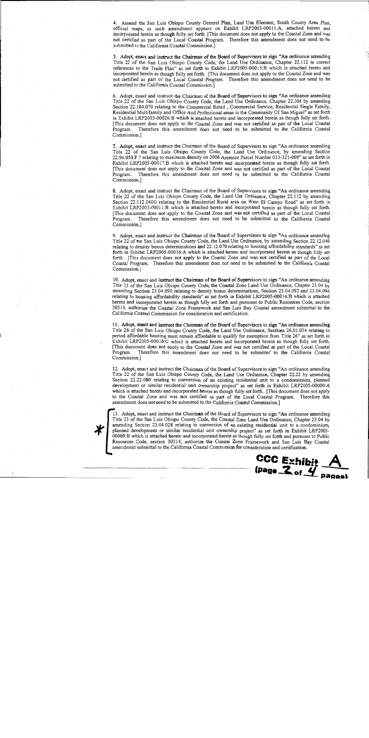4. Amend the San Luis Obispo County General Plan, Land Use Element, South County Area Plan, official maps, as such amendment appears on Exhibit LRP2003-00011:A, attached hereto and incorporated herein as though fully set forth. [This document does not apply to the Coastal Zone and was not certified as part of the Local Coastal Program. Therefore this amendment does not need to be submitted to the California Coastal Commission.]

5. Adopt, enact and instruct the Chairman of the Board of Supervisors to sign "An ordinance amending Title 22 of the San Luis Obispo County Code, the Land Use Ordinance, Chapter 22.112 to correct references to the Trails Plan" as set forth in Exhibit LRP2005-00015:B which is attached hereto and incorporated herein as though fully set forth. [This document does not apply to the Coastal Zone and was not certified as part of the Local Coastal Program. Therefore this amendment does not need to be submitted to the California Coastal Commission.]

6. Adopt, enact and instruct the Chairman of the Board of Supervisors to sign "An ordinance amending Title 22 of the San Luis Obispo County Code, the Land Use Ordinance, Chapter 22.104 by amending Section 22.104.070 relating to the Commercial Retail , Commercial Service, Residential Single Family, Residential Multifamily and Office And Professional areas in the Community Of San Miguel" as set forth in Exhibit LRP2003-00026:B which is attached hereto and incorporated herein as though fully set forth. [This document does not apply to the Coastal Zone and was not certified as part of the Local Coastal Program. Therefore this amendment does not need to be submitted to the California Coastal Commission.]

7. Adopt, enact and instruct the Chairman of the Board of Supervisors to sign "An ordinance amending Title 22 of the San Luis Obispo County Code, the Land Use Ordinance, by amending Section 22.94.050.F.7 relating to maximum density on 2006 Assessor Parcel Number 033-321-009" as set forth in Exhibit LRP2005-00017:B which is attached hereto and incorporated herein as though fully set forth. [This document does not apply to the Coastal Zone and was not certified as part of the Local Coastal Program. Therefore this amendment does not need to be submitted to the California Coastal Commission.]

8. Adopt, enact and instruct the Chairman of the Board of Supervisors to sign "An ordinance amending Title 22 of the San Luis Obispo County Code, the Land Use Ordinance, Chapter 22.112 by amending Section 22.112.040G relating to the Residential Rural area on West El Campo Road" as set forth in Exhibit LRP2003-00011:B which is attached hereto and incorporated herein as though fully set forth. [This document does not apply to the Coastal Zone and was not certified as part of the Local Coastal Program. Therefore this amendment does not need to be submitted to the California Coastal Commission.]

9. Adopt, enact and instruct the Chairman of the Board of Supervisors to sign "An ordinance amending Title 22 of the San Luis Obispo County Code, the Land Use Ordinance, by amending Section 22.12.040 relating to density bonus determinations and 22.12.070 relating to housing affordability standards" as set forth in Exhibit LRP2005-00016:A which is attached hereto and incorporated herein as though fully set forth. [This document does not apply to the Coastal Zone and was not certified as part of the Local Coastal Program. Therefore this amendment does not need to be submitted to the California Coastal Commission.]

10. Adopt, enact and instruct the Chairman of the Board of Supervisors to sign "An ordinance amending Title 23 of the San Luis Obispo County Code, the Coastal Zone Land Use Ordinance, Chapter 23.04 by amending Section 23.04.090 relating to density bonus determinations, Section 23.04.092 and 23.04.094 relating to housing affordability standards" as set forth in Exhibit LRP2005-00016:B which is attached hereto and incorporated herein as though fully set forth and pursuant to Public Resources Code, section 30514, authorize the Coastal Zone Framework and San Luis Bay Coastal amendment submittal to the California Coastal Commission for consideration and certification.

11. Adopt, enact and instruct the Chairman of the Board of Supervisors to sign "An ordinance amending Title 26 of the San Luis Obispo County Code, the Land Use Ordinance, Sections 26.01.034 relating to period affordable housing must remain affordable to qualify for exemption from Title 26" as set forth in Exhibit LRP2005-00016:C which is attached hereto and incorporated herein as though fully set forth. [This document does not apply to the Coastal Zone and was not certified as part of the Local Coastal Program. Therefore this amendment does not need to be submitted to the California Coastal Commission.]

12. Adopt, enact and instruct the Chairman of the Board of Supervisors to sign "An ordinance amending Title 22 of the San Luis Obispo County Code, the Land Use Ordinance, Chapter 22.22 by amending Section 22.22.080 relating to conversion of an existing residential unit to a condominium, planned development or similar residential unit ownership project" as set forth in Exhibit LRP2005-00009:A which is attached hereto and incorporated herein as though fully set forth. [This document does not apply to the Coastal Zone and was not certified as part of the Local Coastal Program. Therefore this amendment does not need to be submitted to the California Coastal Commission.]

* 13. Adopt, enact and instruct the Chairman of the Board of Supervisors to sign "An ordinance amending Title 23 of the San Luis Obispo County Code, the Coastal Zone Land Use Ordinance, Chapter 23.04 by amending Section 23.04.028 relating to conversion of an existing residential unit to a condominium, planned development or similar residential unit ownership project" as set forth in Exhibit LRP2005-00009:B which is attached hereto and incorporated herein as though fully set forth and pursuant to Public Resources Code, section 30514, authorize the Coastal Zone Framework and San Luis Bay Coastal amendment submittal to the California Coastal Commission for consideration and certification.

CCC Exhibit A (page 2 of 4 pages)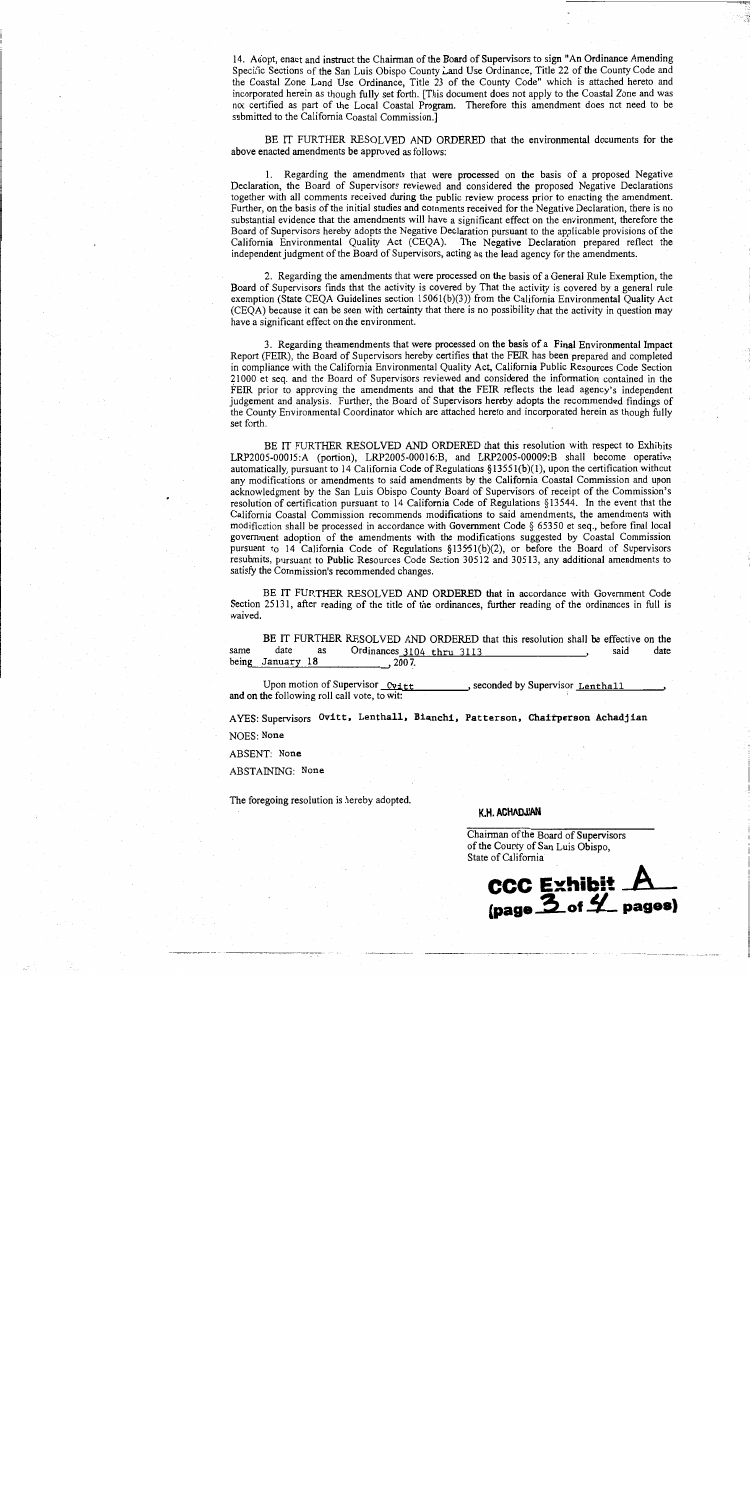14. Adopt, enact and instruct the Chairman of the Board of Supervisors to sign "An Ordinance Amending Specific Sections of the San Luis Obispo County Land Use Ordinance, Title 22 of the County Code and the Coastal Zone Land Use Ordinance, Title 23 of the County Code" which is attached hereto and incorporated herein as though fully set forth. [This document does not apply to the Coastal Zone and was not certified as part of the Local Coastal Program. Therefore this amendment does not need to be submitted to the California Coastal Commission.]

BE IT FURTHER RESOLVED AND ORDERED that the environmental documents for the above enacted amendments be approved as follows:

1. Regarding the amendments that were processed on the basis of a proposed Negative Declaration, the Board of Supervisors reviewed and considered the proposed Negative Declarations together with all comments received during the public review process prior to enacting the amendment. Further, on the basis of the initial studies and comments received for the Negative Declaration, there is no substantial evidence that the amendments will have a significant effect on the environment, therefore the Board of Supervisors hereby adopts the Negative Declaration pursuant to the applicable provisions of the California Environmental Quality Act (CEQA). The Negative Declaration prepared reflect the independent judgment of the Board of Supervisors, acting as the lead agency for the amendments.

2. Regarding the amendments that were processed on the basis of a General Rule Exemption, the Board of Supervisors finds that the activity is covered by That the activity is covered by a general rule exemption (State CEQA Guidelines section 15061(b)(3)) from the California Environmental Quality Act (CEQA) because it can be seen with certainty that there is no possibility that the activity in question may have a significant effect on the environment.

3. Regarding theamendments that were processed on the basis of a Final Environmental Impact Report (FEIR), the Board of Supervisors hereby certifies that the FEIR has been prepared and completed in compliance with the California Environmental Quality Act, California Public Resources Code Section 21000 et seq. and the Board of Supervisors reviewed and considered the information contained in the FEIR prior to approving the amendments and that the FEIR reflects the lead agency's independent judgement and analysis. Further, the Board of Supervisors hereby adopts the recommended findings of the County Environmental Coordinator which are attached hereto and incorporated herein as though fully set forth.

BE IT FURTHER RESOLVED AND ORDERED that this resolution with respect to Exhibits LRP2005-00015:A (portion), LRP2005-00016:B, and LRP2005-00009:B shall become operative automatically, pursuant to 14 California Code of Regulations §13551(b)(1), upon the certification without any modifications or amendments to said amendments by the California Coastal Commission and upon acknowledgment by the San Luis Obispo County Board of Supervisors of receipt of the Commission's resolution of certification pursuant to 14 California Code of Regulations §13544. In the event that the California Coastal Commission recommends modifications to said amendments, the amendments with modification shall be processed in accordance with Government Code § 65350 et seq., before final local government adoption of the amendments with the modifications suggested by Coastal Commission pursuant to 14 California Code of Regulations §13551(b)(2), or before the Board of Supervisors resubmits, pursuant to Public Resources Code Section 30512 and 30513, any additional amendments to satisfy the Commission's recommended changes.

BE IT FURTHER RESOLVED AND ORDERED that in accordance with Government Code Section 25131, after reading of the title of the ordinances, further reading of the ordinances in full is waived.

BE IT FURTHER RESOLVED AND ORDERED that this resolution shall be effective on the same date as Ordinances 3104 thru 3113, said date being January 18, 2007.

Upon motion of Supervisor Ovitt, seconded by Supervisor Lenthall, and on the following roll call vote, to wit:

AYES: Supervisors Ovitt, Lenthall, Bianchi, Patterson, Chairperson Achadjian

NOES: None

ABSENT: None

ABSTAINING: None

The foregoing resolution is hereby adopted.

K.H. ACHADJIAN

Chairman of the Board of Supervisors
of the County of San Luis Obispo,
State of California

**CCC Exhibit A**
**(page 3 of 4 pages)**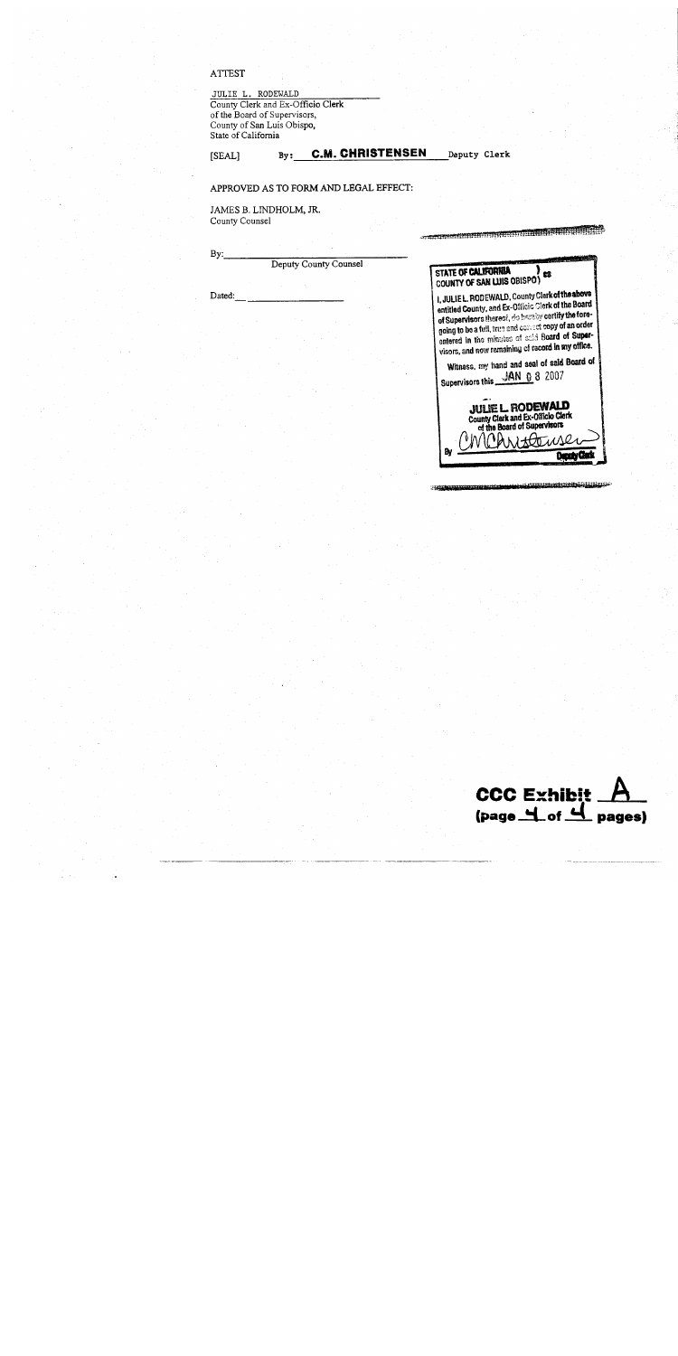ATTEST

JULIE L. RODEWALD
County Clerk and Ex-Officio Clerk
of the Board of Supervisors,
County of San Luis Obispo,
State of California

[SEAL] By: **C.M. CHRISTENSEN** Deputy Clerk

APPROVED AS TO FORM AND LEGAL EFFECT:

JAMES B. LINDHOLM, JR.
County Counsel

By: ______________________
Deputy County Counsel

Dated: ______________________

STATE OF CALIFORNIA )
COUNTY OF SAN LUIS OBISPO ) ss

I, JULIE L. RODEWALD, County Clerk of the above entitled County, and Ex-Officio Clerk of the Board of Supervisors thereof, do hereby certify the foregoing to be a full, true and correct copy of an order entered in the minutes of said Board of Supervisors, and now remaining of record in my office.

Witness, my hand and seal of said Board of Supervisors this JAN 08 2007

**JULIE L. RODEWALD**
County Clerk and Ex-Officio Clerk
of the Board of Supervisors

By CMChristensen
Deputy Clerk

**CCC Exhibit A**
**(page 4 of 4 pages)**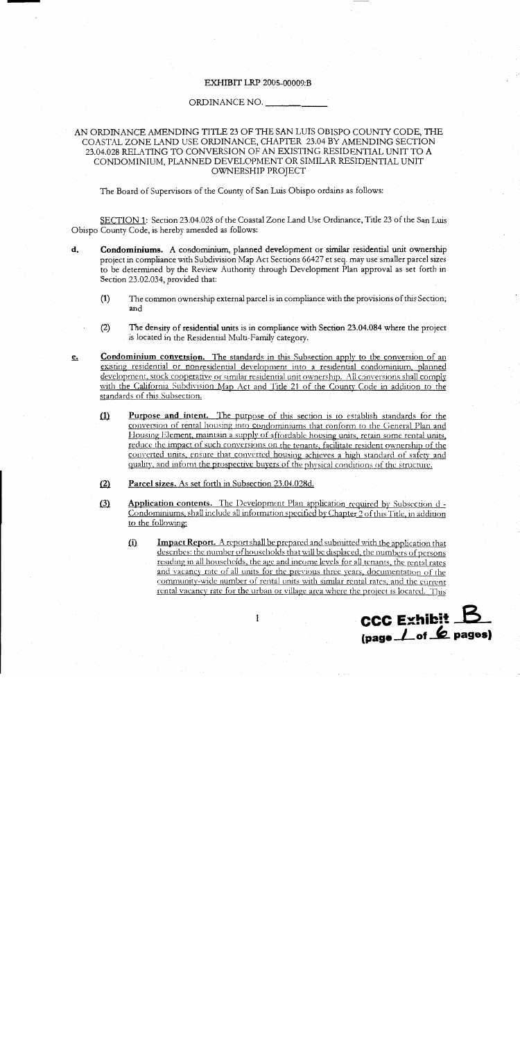EXHIBIT LRP 2005-00009:B

ORDINANCE NO. ____________

AN ORDINANCE AMENDING TITLE 23 OF THE SAN LUIS OBISPO COUNTY CODE, THE COASTAL ZONE LAND USE ORDINANCE, CHAPTER 23.04 BY AMENDING SECTION 23.04.028 RELATING TO CONVERSION OF AN EXISTING RESIDENTIAL UNIT TO A CONDOMINIUM, PLANNED DEVELOPMENT OR SIMILAR RESIDENTIAL UNIT OWNERSHIP PROJECT

The Board of Supervisors of the County of San Luis Obispo ordains as follows:

SECTION 1: Section 23.04.028 of the Coastal Zone Land Use Ordinance, Title 23 of the San Luis Obispo County Code, is hereby amended as follows:

**d. Condominiums.** A condominium, planned development or similar residential unit ownership project in compliance with Subdivision Map Act Sections 66427 et seq. may use smaller parcel sizes to be determined by the Review Authority through Development Plan approval as set forth in Section 23.02.034, provided that:

(1) The common ownership external parcel is in compliance with the provisions of this Section; and

(2) The density of residential units is in compliance with Section 23.04.084 where the project is located in the Residential Multi-Family category.

**e. Condominium conversion.** The standards in this Subsection apply to the conversion of an existing residential or nonresidential development into a residential condominium, planned development, stock cooperative or similar residential unit ownership. All conversions shall comply with the California Subdivision Map Act and Title 21 of the County Code in addition to the standards of this Subsection.

(1) **Purpose and intent.** The purpose of this section is to establish standards for the conversion of rental housing into condominiums that conform to the General Plan and Housing Element, maintain a supply of affordable housing units, retain some rental units, reduce the impact of such conversions on the tenants, facilitate resident ownership of the converted units, ensure that converted housing achieves a high standard of safety and quality, and inform the prospective buyers of the physical conditions of the structure.

(2) **Parcel sizes.** As set forth in Subsection 23.04.028d.

(3) **Application contents.** The Development Plan application required by Subsection d - Condominiums, shall include all information specified by Chapter 2 of this Title, in addition to the following:

(i) **Impact Report.** A report shall be prepared and submitted with the application that describes: the number of households that will be displaced, the numbers of persons residing in all households, the age and income levels for all tenants, the rental rates and vacancy rate of all units for the previous three years, documentation of the community-wide number of rental units with similar rental rates, and the current rental vacancy rate for the urban or village area where the project is located. This

CCC Exhibit B (page 1 of 6 pages)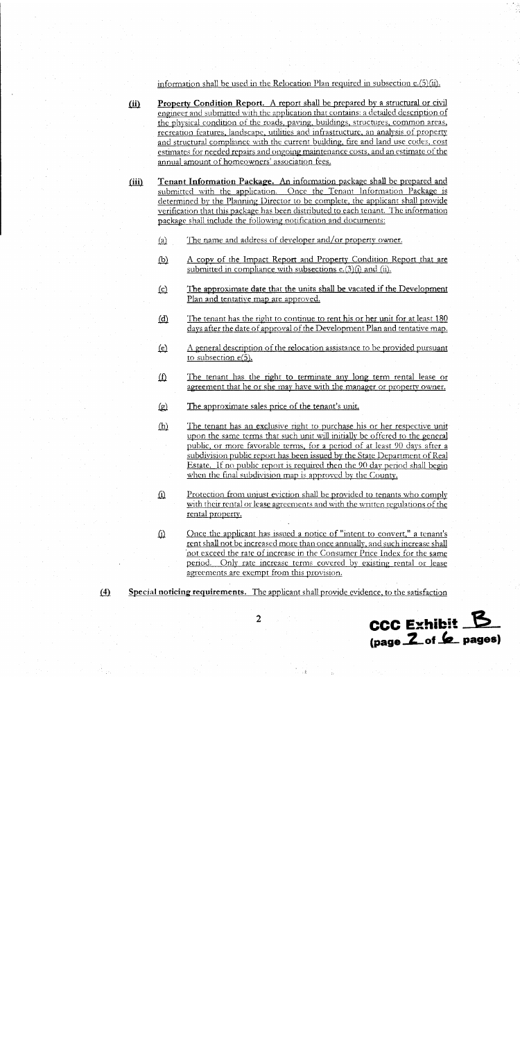information shall be used in the Relocation Plan required in subsection e.(5)(ii).

**(ii)** **Property Condition Report.** A report shall be prepared by a structural or civil engineer and submitted with the application that contains: a detailed description of the physical condition of the roads, paving, buildings, structures, common areas, recreation features, landscape, utilities and infrastructure, an analysis of property and structural compliance with the current building, fire and land use codes, cost estimates for needed repairs and ongoing maintenance costs, and an estimate of the annual amount of homeowners' association fees.

**(iii)** **Tenant Information Package.** An information package shall be prepared and submitted with the application. Once the Tenant Information Package is determined by the Planning Director to be complete, the applicant shall provide verification that this package has been distributed to each tenant. The information package shall include the following notification and documents:

(a) The name and address of developer and/or property owner.

(b) A copy of the Impact Report and Property Condition Report that are submitted in compliance with subsections e.(3)(i) and (ii).

(c) The approximate date that the units shall be vacated if the Development Plan and tentative map are approved.

(d) The tenant has the right to continue to rent his or her unit for at least 180 days after the date of approval of the Development Plan and tentative map.

(e) A general description of the relocation assistance to be provided pursuant to subsection e(5).

(f) The tenant has the right to terminate any long term rental lease or agreement that he or she may have with the manager or property owner.

(g) The approximate sales price of the tenant's unit.

(h) The tenant has an exclusive right to purchase his or her respective unit upon the same terms that such unit will initially be offered to the general public, or more favorable terms, for a period of at least 90 days after a subdivision public report has been issued by the State Department of Real Estate. If no public report is required then the 90 day period shall begin when the final subdivision map is approved by the County.

(i) Protection from unjust eviction shall be provided to tenants who comply with their rental or lease agreements and with the written regulations of the rental property.

(j) Once the applicant has issued a notice of "intent to convert," a tenant's rent shall not be increased more than once annually, and such increase shall not exceed the rate of increase in the Consumer Price Index for the same period. Only rate increase terms covered by existing rental or lease agreements are exempt from this provision.

**(4)** **Special noticing requirements.** The applicant shall provide evidence, to the satisfaction

CCC Exhibit B
(page 2 of 6 pages)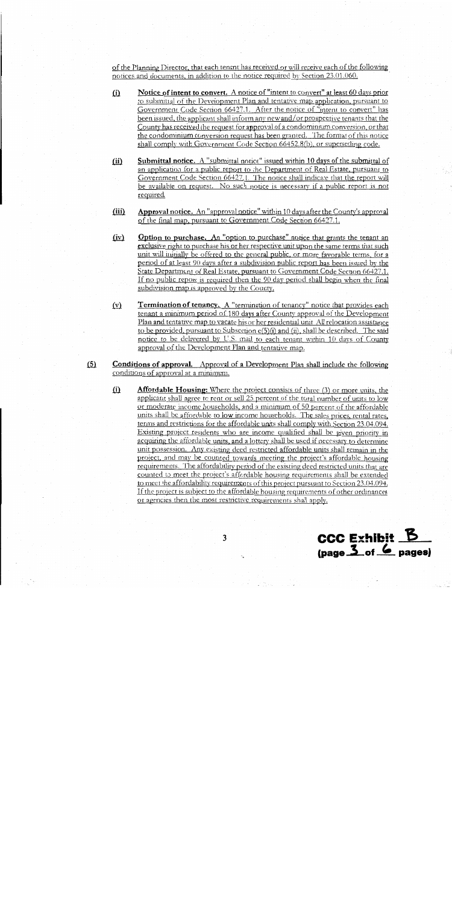of the Planning Director, that each tenant has received or will receive each of the following notices and documents, in addition to the notice required by Section 23.01.060.

(i) **Notice of intent to convert.** A notice of "intent to convert" at least 60 days prior to submittal of the Development Plan and tentative map application, pursuant to Government Code Section 66427.1. After the notice of "intent to convert" has been issued, the applicant shall inform any new and/or prospective tenants that the County has received the request for approval of a condominium conversion, or that the condominium conversion request has been granted. The format of this notice shall comply with Government Code Section 66452.8(b), or superseding code.

(ii) **Submittal notice.** A "submittal notice" issued within 10 days of the submittal of an application for a public report to the Department of Real Estate, pursuant to Government Code Section 66427.1. The notice shall indicate that the report will be available on request. No such notice is necessary if a public report is not required.

(iii) **Approval notice.** An "approval notice" within 10 days after the County's approval of the final map, pursuant to Government Code Section 66427.1.

(iv) **Option to purchase.** An "option to purchase" notice that grants the tenant an exclusive right to purchase his or her respective unit upon the same terms that such unit will initially be offered to the general public, or more favorable terms, for a period of at least 90 days after a subdivision public report has been issued by the State Department of Real Estate, pursuant to Government Code Section 66427.1. If no public report is required then the 90 day period shall begin when the final subdivision map is approved by the County.

(v) **Termination of tenancy.** A "termination of tenancy" notice that provides each tenant a minimum period of 180 days after County approval of the Development Plan and tentative map to vacate his or her residential unit. All relocation assistance to be provided, pursuant to Subsection e(5)(i) and (ii), shall be described. The said notice to be delivered by U.S. mail to each tenant within 10 days of County approval of the Development Plan and tentative map.

(5) **Conditions of approval.** Approval of a Development Plan shall include the following conditions of approval at a minimum.

(i) **Affordable Housing:** Where the project consists of three (3) or more units, the applicant shall agree to rent or sell 25 percent of the total number of units to low or moderate income households, and a minimum of 50 percent of the affordable units shall be affordable to low income households. The sales prices, rental rates, terms and restrictions for the affordable units shall comply with Section 23.04.094. Existing project residents who are income qualified shall be given priority in acquiring the affordable units, and a lottery shall be used if necessary to determine unit possession. Any existing deed restricted affordable units shall remain in the project, and may be counted towards meeting the project's affordable housing requirements. The affordability period of the existing deed restricted units that are counted to meet the project's affordable housing requirements shall be extended to meet the affordability requirements of this project pursuant to Section 23.04.094. If the project is subject to the affordable housing requirements of other ordinances or agencies then the most restrictive requirements shall apply.

**CCC Exhibit B (page 3 of 6 pages)**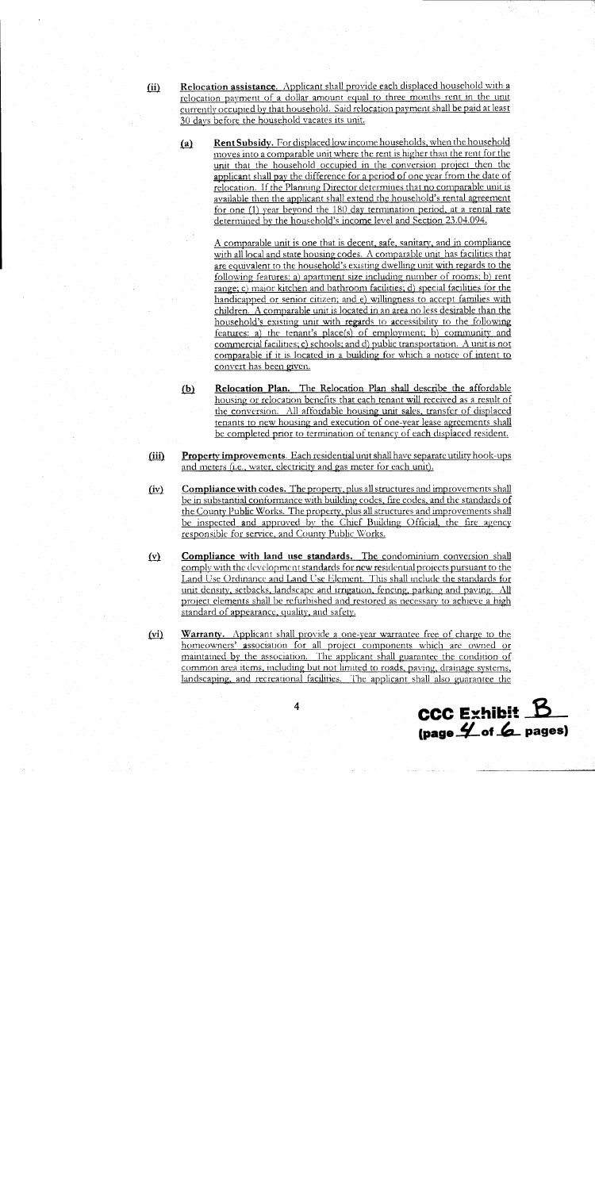(ii) **Relocation assistance**. Applicant shall provide each displaced household with a relocation payment of a dollar amount equal to three months rent in the unit currently occupied by that household. Said relocation payment shall be paid at least 30 days before the household vacates its unit.

(a) **Rent Subsidy**. For displaced low income households, when the household moves into a comparable unit where the rent is higher than the rent for the unit that the household occupied in the conversion project then the applicant shall pay the difference for a period of one year from the date of relocation. If the Planning Director determines that no comparable unit is available then the applicant shall extend the household's rental agreement for one (1) year beyond the 180 day termination period, at a rental rate determined by the household's income level and Section 23.04.094.

A comparable unit is one that is decent, safe, sanitary, and in compliance with all local and state housing codes. A comparable unit has facilities that are equivalent to the household's existing dwelling unit with regards to the following features: a) apartment size including number of rooms; b) rent range; c) major kitchen and bathroom facilities; d) special facilities for the handicapped or senior citizen; and e) willingness to accept families with children. A comparable unit is located in an area no less desirable than the household's existing unit with regards to accessibility to the following features: a) the tenant's place(s) of employment; b) community and commercial facilities; c) schools; and d) public transportation. A unit is not comparable if it is located in a building for which a notice of intent to convert has been given.

(b) **Relocation Plan.** The Relocation Plan shall describe the affordable housing or relocation benefits that each tenant will received as a result of the conversion. All affordable housing unit sales, transfer of displaced tenants to new housing and execution of one-year lease agreements shall be completed prior to termination of tenancy of each displaced resident.

(iii) **Property improvements**. Each residential unit shall have separate utility hook-ups and meters (i.e., water, electricity and gas meter for each unit).

(iv) **Compliance with codes.** The property, plus all structures and improvements shall be in substantial conformance with building codes, fire codes, and the standards of the County Public Works. The property, plus all structures and improvements shall be inspected and approved by the Chief Building Official, the fire agency responsible for service, and County Public Works.

(v) **Compliance with land use standards.** The condominium conversion shall comply with the development standards for new residential projects pursuant to the Land Use Ordinance and Land Use Element. This shall include the standards for unit density, setbacks, landscape and irrigation, fencing, parking and paving. All project elements shall be refurbished and restored as necessary to achieve a high standard of appearance, quality, and safety.

(vi) **Warranty.** Applicant shall provide a one-year warrantee free of charge to the homeowners' association for all project components which are owned or maintained by the association. The applicant shall guarantee the condition of common area items, including but not limited to roads, paving, drainage systems, landscaping, and recreational facilities. The applicant shall also guarantee the

CCC Exhibit B (page 4 of 6 pages)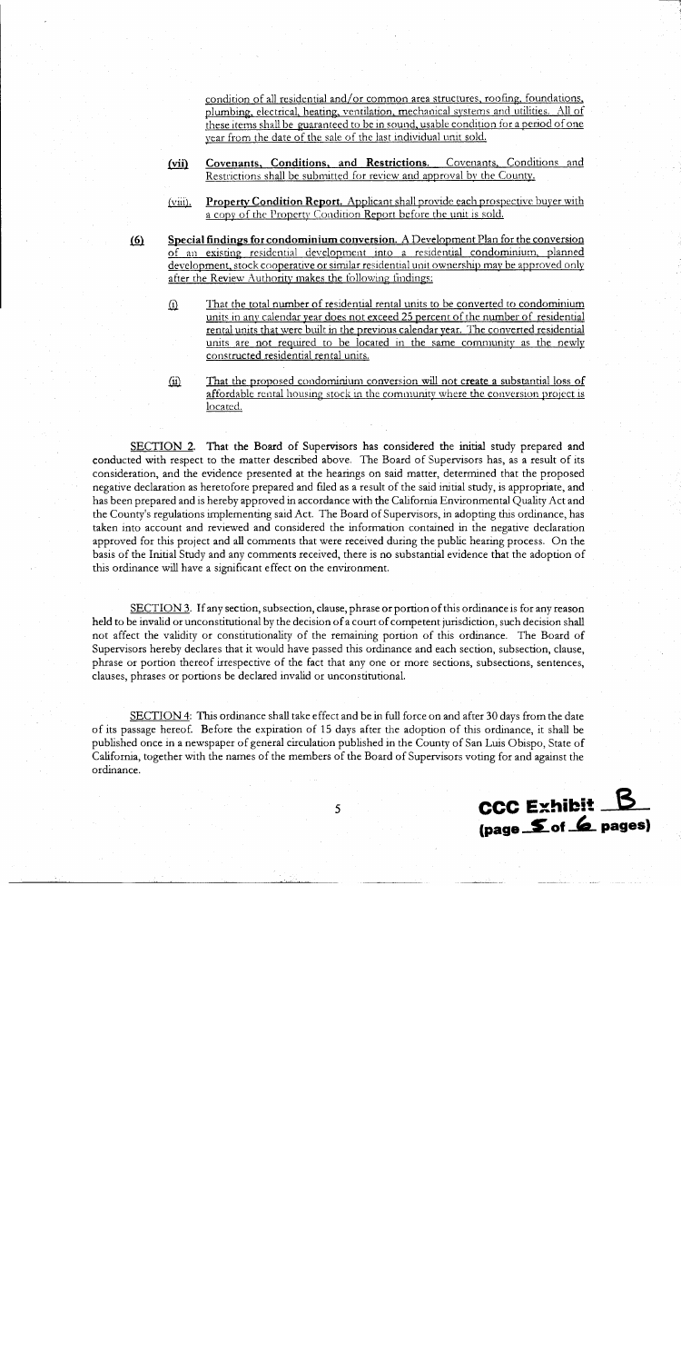condition of all residential and/or common area structures, roofing, foundations, plumbing, electrical, heating, ventilation, mechanical systems and utilities. All of these items shall be guaranteed to be in sound, usable condition for a period of one year from the date of the sale of the last individual unit sold.

(vii) **Covenants, Conditions, and Restrictions.** Covenants, Conditions and Restrictions shall be submitted for review and approval by the County.

(viii). **Property Condition Report.** Applicant shall provide each prospective buyer with a copy of the Property Condition Report before the unit is sold.

(6) **Special findings for condominium conversion.** A Development Plan for the conversion of an existing residential development into a residential condominium, planned development, stock cooperative or similar residential unit ownership may be approved only after the Review Authority makes the following findings:

(i) That the total number of residential rental units to be converted to condominium units in any calendar year does not exceed 25 percent of the number of residential rental units that were built in the previous calendar year. The converted residential units are not required to be located in the same community as the newly constructed residential rental units.

(ii) That the proposed condominium conversion will not create a substantial loss of affordable rental housing stock in the community where the conversion project is located.

SECTION 2. That the Board of Supervisors has considered the initial study prepared and conducted with respect to the matter described above. The Board of Supervisors has, as a result of its consideration, and the evidence presented at the hearings on said matter, determined that the proposed negative declaration as heretofore prepared and filed as a result of the said initial study, is appropriate, and has been prepared and is hereby approved in accordance with the California Environmental Quality Act and the County's regulations implementing said Act. The Board of Supervisors, in adopting this ordinance, has taken into account and reviewed and considered the information contained in the negative declaration approved for this project and all comments that were received during the public hearing process. On the basis of the Initial Study and any comments received, there is no substantial evidence that the adoption of this ordinance will have a significant effect on the environment.

SECTION 3. If any section, subsection, clause, phrase or portion of this ordinance is for any reason held to be invalid or unconstitutional by the decision of a court of competent jurisdiction, such decision shall not affect the validity or constitutionality of the remaining portion of this ordinance. The Board of Supervisors hereby declares that it would have passed this ordinance and each section, subsection, clause, phrase or portion thereof irrespective of the fact that any one or more sections, subsections, sentences, clauses, phrases or portions be declared invalid or unconstitutional.

SECTION 4: This ordinance shall take effect and be in full force on and after 30 days from the date of its passage hereof. Before the expiration of 15 days after the adoption of this ordinance, it shall be published once in a newspaper of general circulation published in the County of San Luis Obispo, State of California, together with the names of the members of the Board of Supervisors voting for and against the ordinance.

**CCC Exhibit B**
**(page 5 of 6 pages)**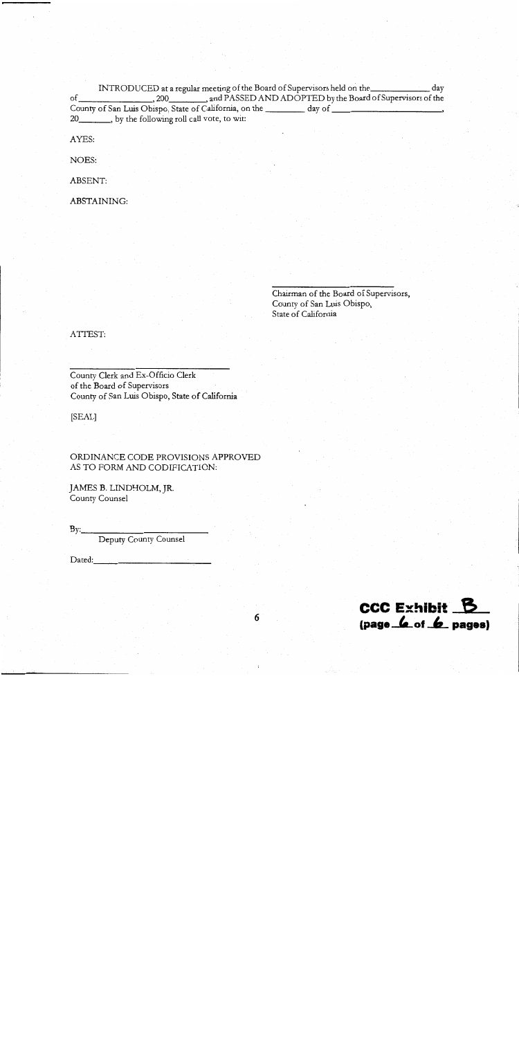INTRODUCED at a regular meeting of the Board of Supervisors held on the_____________ day of_______________, 200________, and PASSED AND ADOPTED by the Board of Supervisors of the County of San Luis Obispo, State of California, on the _________ day of _____________________, 20_______, by the following roll call vote, to wit:

AYES:

NOES:

ABSENT:

ABSTAINING:

_____________________________

Chairman of the Board of Supervisors,
County of San Luis Obispo,
State of California

ATTEST:

_____________________________

County Clerk and Ex-Officio Clerk
of the Board of Supervisors
County of San Luis Obispo, State of California

[SEAL]

ORDINANCE CODE PROVISIONS APPROVED
AS TO FORM AND CODIFICATION:

JAMES B. LINDHOLM, JR.
County Counsel

By:_____________________________

Deputy County Counsel

Dated:_____________________________

**CCC Exhibit B**
**(page 6 of 6 pages)**